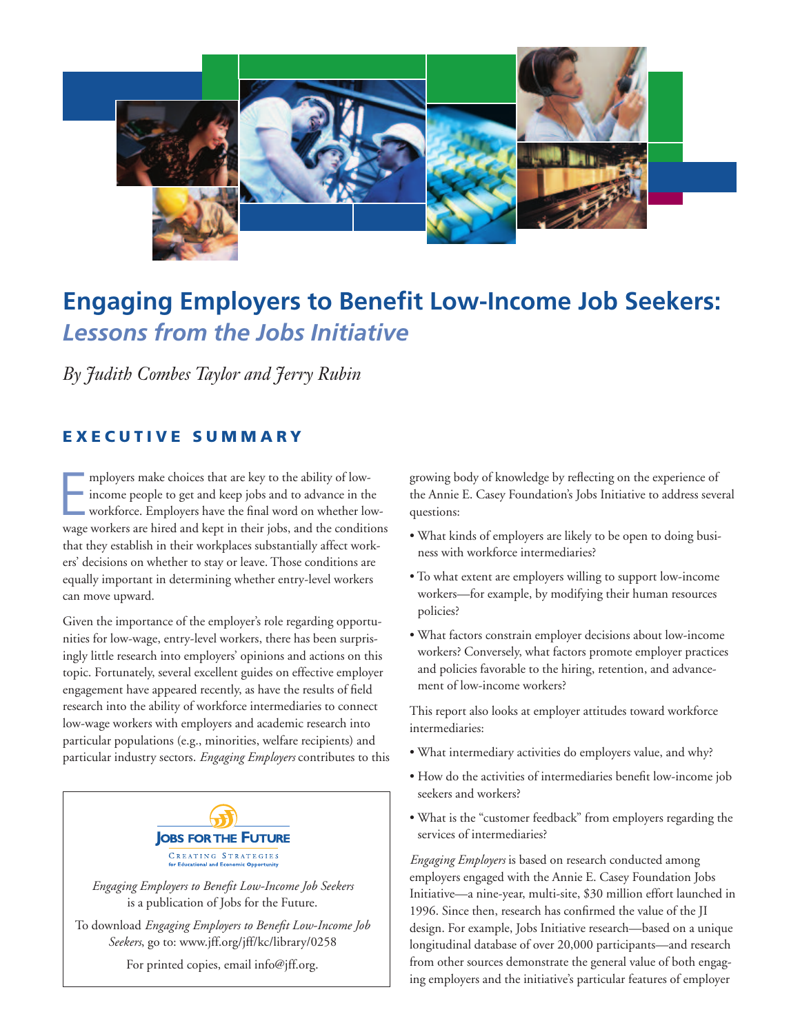# Engaging Employers to Benefit Low-Income Job Seekers: *Lessons from the Jobs Initiative*

*By Judith Combes Taylor and Jerry Rubin*

## EXECUTIVE SUMMARY

Employers make choices that are key to the ability of low-income people to get and keep jobs and to advance in the workforce. Employers have the final word on whether low-wage workers are hired and kept in their jobs, and the conditions that they establish in their workplaces substantially affect workers' decisions on whether to stay or leave. Those conditions are equally important in determining whether entry-level workers can move upward.

Given the importance of the employer's role regarding opportunities for low-wage, entry-level workers, there has been surprisingly little research into employers' opinions and actions on this topic. Fortunately, several excellent guides on effective employer engagement have appeared recently, as have the results of field research into the ability of workforce intermediaries to connect low-wage workers with employers and academic research into particular populations (e.g., minorities, welfare recipients) and particular industry sectors. *Engaging Employers* contributes to this growing body of knowledge by reflecting on the experience of the Annie E. Casey Foundation's Jobs Initiative to address several questions:

- What kinds of employers are likely to be open to doing business with workforce intermediaries?
- To what extent are employers willing to support low-income workers—for example, by modifying their human resources policies?
- What factors constrain employer decisions about low-income workers? Conversely, what factors promote employer practices and policies favorable to the hiring, retention, and advancement of low-income workers?

This report also looks at employer attitudes toward workforce intermediaries:

- What intermediary activities do employers value, and why?
- How do the activities of intermediaries benefit low-income job seekers and workers?
- What is the "customer feedback" from employers regarding the services of intermediaries?

*Engaging Employers* is based on research conducted among employers engaged with the Annie E. Casey Foundation Jobs Initiative—a nine-year, multi-site, $30 million effort launched in 1996. Since then, research has confirmed the value of the JI design. For example, Jobs Initiative research—based on a unique longitudinal database of over 20,000 participants—and research from other sources demonstrate the general value of both engaging employers and the initiative's particular features of employer

---

**JOBS FOR THE FUTURE**
CREATING STRATEGIES
for Educational and Economic Opportunity

*Engaging Employers to Benefit Low-Income Job Seekers* is a publication of Jobs for the Future.

To download *Engaging Employers to Benefit Low-Income Job Seekers*, go to: www.jff.org/jff/kc/library/0258

For printed copies, email info@jff.org.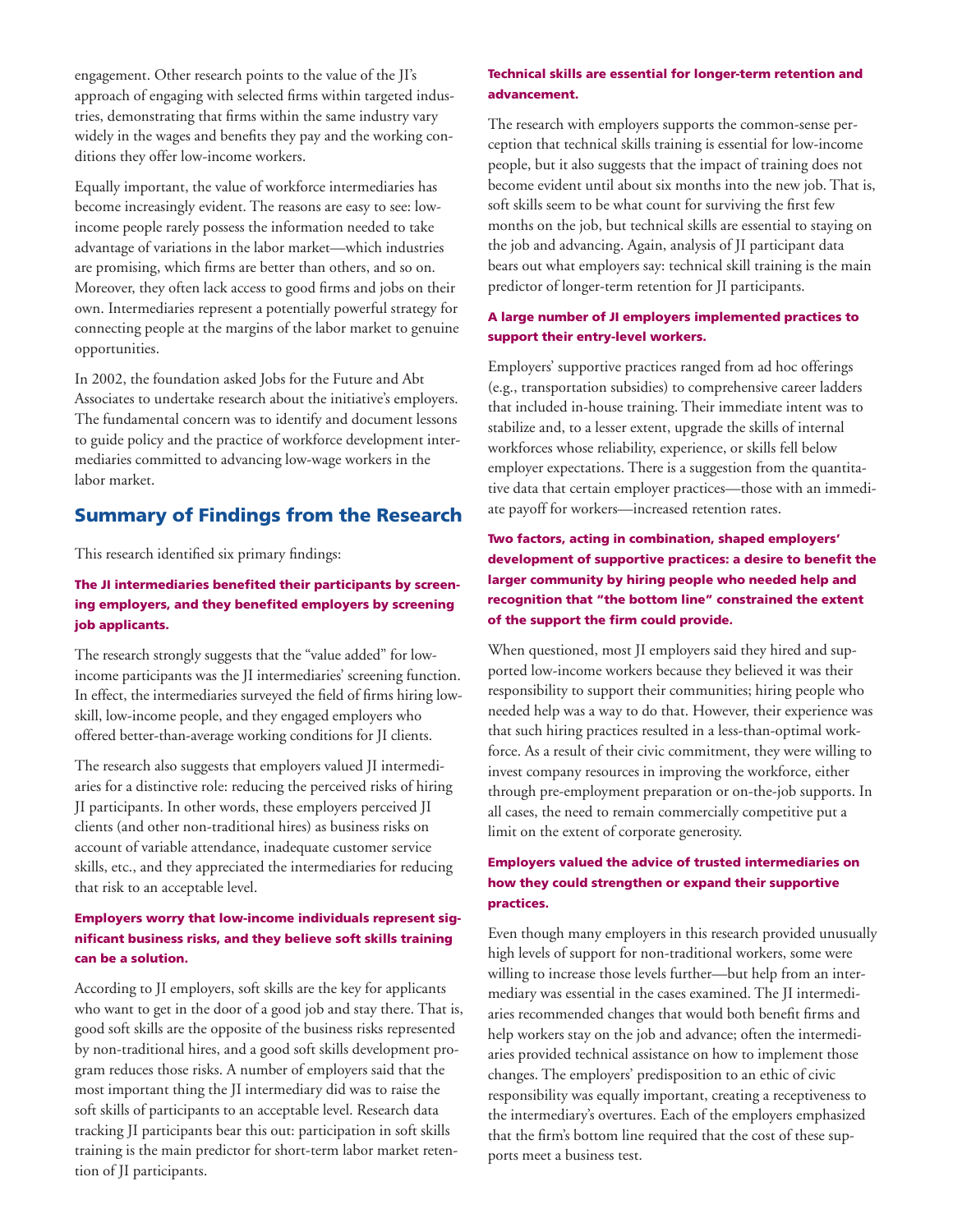engagement. Other research points to the value of the JI's approach of engaging with selected firms within targeted industries, demonstrating that firms within the same industry vary widely in the wages and benefits they pay and the working conditions they offer low-income workers.

Equally important, the value of workforce intermediaries has become increasingly evident. The reasons are easy to see: low-income people rarely possess the information needed to take advantage of variations in the labor market—which industries are promising, which firms are better than others, and so on. Moreover, they often lack access to good firms and jobs on their own. Intermediaries represent a potentially powerful strategy for connecting people at the margins of the labor market to genuine opportunities.

In 2002, the foundation asked Jobs for the Future and Abt Associates to undertake research about the initiative's employers. The fundamental concern was to identify and document lessons to guide policy and the practice of workforce development intermediaries committed to advancing low-wage workers in the labor market.

## Summary of Findings from the Research

This research identified six primary findings:

### The JI intermediaries benefited their participants by screening employers, and they benefited employers by screening job applicants.

The research strongly suggests that the "value added" for low-income participants was the JI intermediaries' screening function. In effect, the intermediaries surveyed the field of firms hiring low-skill, low-income people, and they engaged employers who offered better-than-average working conditions for JI clients.

The research also suggests that employers valued JI intermediaries for a distinctive role: reducing the perceived risks of hiring JI participants. In other words, these employers perceived JI clients (and other non-traditional hires) as business risks on account of variable attendance, inadequate customer service skills, etc., and they appreciated the intermediaries for reducing that risk to an acceptable level.

### Employers worry that low-income individuals represent significant business risks, and they believe soft skills training can be a solution.

According to JI employers, soft skills are the key for applicants who want to get in the door of a good job and stay there. That is, good soft skills are the opposite of the business risks represented by non-traditional hires, and a good soft skills development program reduces those risks. A number of employers said that the most important thing the JI intermediary did was to raise the soft skills of participants to an acceptable level. Research data tracking JI participants bear this out: participation in soft skills training is the main predictor for short-term labor market retention of JI participants.

### Technical skills are essential for longer-term retention and advancement.

The research with employers supports the common-sense perception that technical skills training is essential for low-income people, but it also suggests that the impact of training does not become evident until about six months into the new job. That is, soft skills seem to be what count for surviving the first few months on the job, but technical skills are essential to staying on the job and advancing. Again, analysis of JI participant data bears out what employers say: technical skill training is the main predictor of longer-term retention for JI participants.

### A large number of JI employers implemented practices to support their entry-level workers.

Employers' supportive practices ranged from ad hoc offerings (e.g., transportation subsidies) to comprehensive career ladders that included in-house training. Their immediate intent was to stabilize and, to a lesser extent, upgrade the skills of internal workforces whose reliability, experience, or skills fell below employer expectations. There is a suggestion from the quantitative data that certain employer practices—those with an immediate payoff for workers—increased retention rates.

### Two factors, acting in combination, shaped employers' development of supportive practices: a desire to benefit the larger community by hiring people who needed help and recognition that "the bottom line" constrained the extent of the support the firm could provide.

When questioned, most JI employers said they hired and supported low-income workers because they believed it was their responsibility to support their communities; hiring people who needed help was a way to do that. However, their experience was that such hiring practices resulted in a less-than-optimal workforce. As a result of their civic commitment, they were willing to invest company resources in improving the workforce, either through pre-employment preparation or on-the-job supports. In all cases, the need to remain commercially competitive put a limit on the extent of corporate generosity.

### Employers valued the advice of trusted intermediaries on how they could strengthen or expand their supportive practices.

Even though many employers in this research provided unusually high levels of support for non-traditional workers, some were willing to increase those levels further—but help from an intermediary was essential in the cases examined. The JI intermediaries recommended changes that would both benefit firms and help workers stay on the job and advance; often the intermediaries provided technical assistance on how to implement those changes. The employers' predisposition to an ethic of civic responsibility was equally important, creating a receptiveness to the intermediary's overtures. Each of the employers emphasized that the firm's bottom line required that the cost of these supports meet a business test.